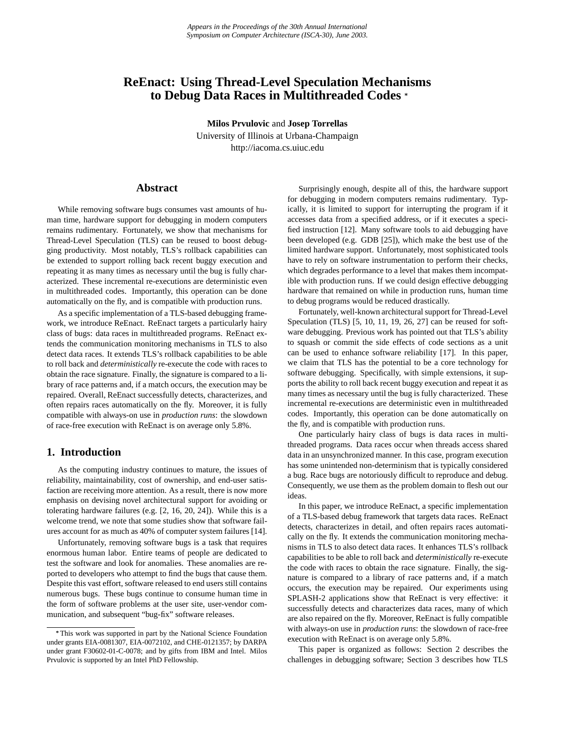*Appears in the Proceedings of the 30th Annual International Symposium on Computer Architecture (ISCA-30), June 2003.*

# ReEnact: Using Thread-Level Speculation Mechanisms to Debug Data Races in Multithreaded Codes *

**Milos Prvulovic** and **Josep Torrellas**
University of Illinois at Urbana-Champaign
http://iacoma.cs.uiuc.edu

## Abstract

While removing software bugs consumes vast amounts of human time, hardware support for debugging in modern computers remains rudimentary. Fortunately, we show that mechanisms for Thread-Level Speculation (TLS) can be reused to boost debugging productivity. Most notably, TLS's rollback capabilities can be extended to support rolling back recent buggy execution and repeating it as many times as necessary until the bug is fully characterized. These incremental re-executions are deterministic even in multithreaded codes. Importantly, this operation can be done automatically on the fly, and is compatible with production runs.

As a specific implementation of a TLS-based debugging framework, we introduce ReEnact. ReEnact targets a particularly hairy class of bugs: data races in multithreaded programs. ReEnact extends the communication monitoring mechanisms in TLS to also detect data races. It extends TLS's rollback capabilities to be able to roll back and *deterministically* re-execute the code with races to obtain the race signature. Finally, the signature is compared to a library of race patterns and, if a match occurs, the execution may be repaired. Overall, ReEnact successfully detects, characterizes, and often repairs races automatically on the fly. Moreover, it is fully compatible with always-on use in *production runs*: the slowdown of race-free execution with ReEnact is on average only 5.8%.

## 1. Introduction

As the computing industry continues to mature, the issues of reliability, maintainability, cost of ownership, and end-user satisfaction are receiving more attention. As a result, there is now more emphasis on devising novel architectural support for avoiding or tolerating hardware failures (e.g. [2, 16, 20, 24]). While this is a welcome trend, we note that some studies show that software failures account for as much as 40% of computer system failures [14].

Unfortunately, removing software bugs is a task that requires enormous human labor. Entire teams of people are dedicated to test the software and look for anomalies. These anomalies are reported to developers who attempt to find the bugs that cause them. Despite this vast effort, software released to end users still contains numerous bugs. These bugs continue to consume human time in the form of software problems at the user site, user-vendor communication, and subsequent "bug-fix" software releases.

Surprisingly enough, despite all of this, the hardware support for debugging in modern computers remains rudimentary. Typically, it is limited to support for interrupting the program if it accesses data from a specified address, or if it executes a specified instruction [12]. Many software tools to aid debugging have been developed (e.g. GDB [25]), which make the best use of the limited hardware support. Unfortunately, most sophisticated tools have to rely on software instrumentation to perform their checks, which degrades performance to a level that makes them incompatible with production runs. If we could design effective debugging hardware that remained on while in production runs, human time to debug programs would be reduced drastically.

Fortunately, well-known architectural support for Thread-Level Speculation (TLS) [5, 10, 11, 19, 26, 27] can be reused for software debugging. Previous work has pointed out that TLS's ability to squash or commit the side effects of code sections as a unit can be used to enhance software reliability [17]. In this paper, we claim that TLS has the potential to be a core technology for software debugging. Specifically, with simple extensions, it supports the ability to roll back recent buggy execution and repeat it as many times as necessary until the bug is fully characterized. These incremental re-executions are deterministic even in multithreaded codes. Importantly, this operation can be done automatically on the fly, and is compatible with production runs.

One particularly hairy class of bugs is data races in multithreaded programs. Data races occur when threads access shared data in an unsynchronized manner. In this case, program execution has some unintended non-determinism that is typically considered a bug. Race bugs are notoriously difficult to reproduce and debug. Consequently, we use them as the problem domain to flesh out our ideas.

In this paper, we introduce ReEnact, a specific implementation of a TLS-based debug framework that targets data races. ReEnact detects, characterizes in detail, and often repairs races automatically on the fly. It extends the communication monitoring mechanisms in TLS to also detect data races. It enhances TLS's rollback capabilities to be able to roll back and *deterministically* re-execute the code with races to obtain the race signature. Finally, the signature is compared to a library of race patterns and, if a match occurs, the execution may be repaired. Our experiments using SPLASH-2 applications show that ReEnact is very effective: it successfully detects and characterizes data races, many of which are also repaired on the fly. Moreover, ReEnact is fully compatible with always-on use in *production runs*: the slowdown of race-free execution with ReEnact is on average only 5.8%.

This paper is organized as follows: Section 2 describes the challenges in debugging software; Section 3 describes how TLS

*This work was supported in part by the National Science Foundation under grants EIA-0081307, EIA-0072102, and CHE-0121357; by DARPA under grant F30602-01-C-0078; and by gifts from IBM and Intel. Milos Prvulovic is supported by an Intel PhD Fellowship.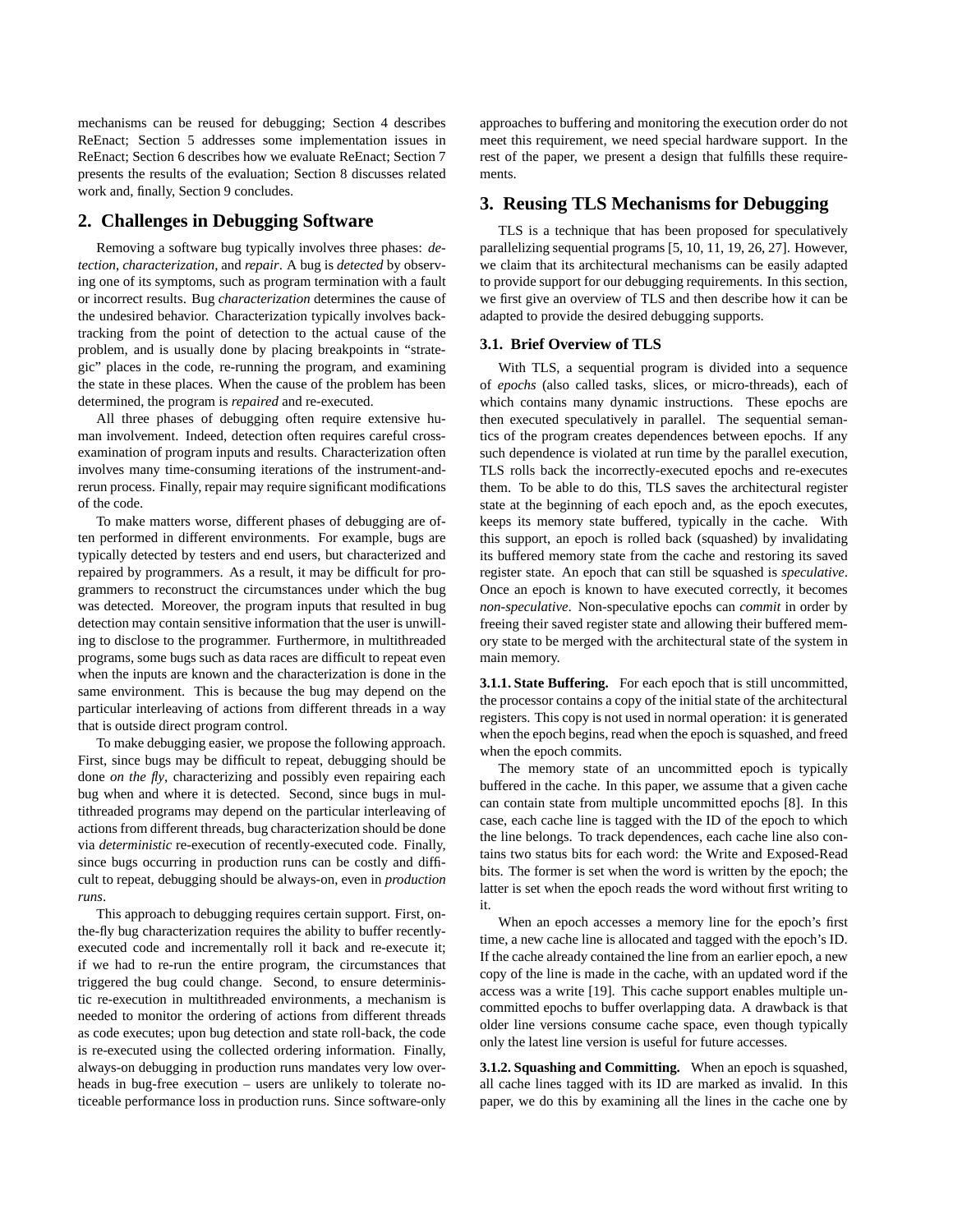mechanisms can be reused for debugging; Section 4 describes ReEnact; Section 5 addresses some implementation issues in ReEnact; Section 6 describes how we evaluate ReEnact; Section 7 presents the results of the evaluation; Section 8 discusses related work and, finally, Section 9 concludes.

## 2. Challenges in Debugging Software

Removing a software bug typically involves three phases: *detection*, *characterization*, and *repair*. A bug is *detected* by observing one of its symptoms, such as program termination with a fault or incorrect results. Bug *characterization* determines the cause of the undesired behavior. Characterization typically involves backtracking from the point of detection to the actual cause of the problem, and is usually done by placing breakpoints in "strategic" places in the code, re-running the program, and examining the state in these places. When the cause of the problem has been determined, the program is *repaired* and re-executed.

All three phases of debugging often require extensive human involvement. Indeed, detection often requires careful cross-examination of program inputs and results. Characterization often involves many time-consuming iterations of the instrument-and-rerun process. Finally, repair may require significant modifications of the code.

To make matters worse, different phases of debugging are often performed in different environments. For example, bugs are typically detected by testers and end users, but characterized and repaired by programmers. As a result, it may be difficult for programmers to reconstruct the circumstances under which the bug was detected. Moreover, the program inputs that resulted in bug detection may contain sensitive information that the user is unwilling to disclose to the programmer. Furthermore, in multithreaded programs, some bugs such as data races are difficult to repeat even when the inputs are known and the characterization is done in the same environment. This is because the bug may depend on the particular interleaving of actions from different threads in a way that is outside direct program control.

To make debugging easier, we propose the following approach. First, since bugs may be difficult to repeat, debugging should be done *on the fly*, characterizing and possibly even repairing each bug when and where it is detected. Second, since bugs in multithreaded programs may depend on the particular interleaving of actions from different threads, bug characterization should be done via *deterministic* re-execution of recently-executed code. Finally, since bugs occurring in production runs can be costly and difficult to repeat, debugging should be always-on, even in *production runs*.

This approach to debugging requires certain support. First, on-the-fly bug characterization requires the ability to buffer recently-executed code and incrementally roll it back and re-execute it; if we had to re-run the entire program, the circumstances that triggered the bug could change. Second, to ensure deterministic re-execution in multithreaded environments, a mechanism is needed to monitor the ordering of actions from different threads as code executes; upon bug detection and state roll-back, the code is re-executed using the collected ordering information. Finally, always-on debugging in production runs mandates very low overheads in bug-free execution – users are unlikely to tolerate noticeable performance loss in production runs. Since software-only approaches to buffering and monitoring the execution order do not meet this requirement, we need special hardware support. In the rest of the paper, we present a design that fulfills these requirements.

## 3. Reusing TLS Mechanisms for Debugging

TLS is a technique that has been proposed for speculatively parallelizing sequential programs [5, 10, 11, 19, 26, 27]. However, we claim that its architectural mechanisms can be easily adapted to provide support for our debugging requirements. In this section, we first give an overview of TLS and then describe how it can be adapted to provide the desired debugging supports.

### 3.1. Brief Overview of TLS

With TLS, a sequential program is divided into a sequence of *epochs* (also called tasks, slices, or micro-threads), each of which contains many dynamic instructions. These epochs are then executed speculatively in parallel. The sequential semantics of the program creates dependences between epochs. If any such dependence is violated at run time by the parallel execution, TLS rolls back the incorrectly-executed epochs and re-executes them. To be able to do this, TLS saves the architectural register state at the beginning of each epoch and, as the epoch executes, keeps its memory state buffered, typically in the cache. With this support, an epoch is rolled back (squashed) by invalidating its buffered memory state from the cache and restoring its saved register state. An epoch that can still be squashed is *speculative*. Once an epoch is known to have executed correctly, it becomes *non-speculative*. Non-speculative epochs can *commit* in order by freeing their saved register state and allowing their buffered memory state to be merged with the architectural state of the system in main memory.

**3.1.1. State Buffering.** For each epoch that is still uncommitted, the processor contains a copy of the initial state of the architectural registers. This copy is not used in normal operation: it is generated when the epoch begins, read when the epoch is squashed, and freed when the epoch commits.

The memory state of an uncommitted epoch is typically buffered in the cache. In this paper, we assume that a given cache can contain state from multiple uncommitted epochs [8]. In this case, each cache line is tagged with the ID of the epoch to which the line belongs. To track dependences, each cache line also contains two status bits for each word: the Write and Exposed-Read bits. The former is set when the word is written by the epoch; the latter is set when the epoch reads the word without first writing to it.

When an epoch accesses a memory line for the epoch's first time, a new cache line is allocated and tagged with the epoch's ID. If the cache already contained the line from an earlier epoch, a new copy of the line is made in the cache, with an updated word if the access was a write [19]. This cache support enables multiple uncommitted epochs to buffer overlapping data. A drawback is that older line versions consume cache space, even though typically only the latest line version is useful for future accesses.

**3.1.2. Squashing and Committing.** When an epoch is squashed, all cache lines tagged with its ID are marked as invalid. In this paper, we do this by examining all the lines in the cache one by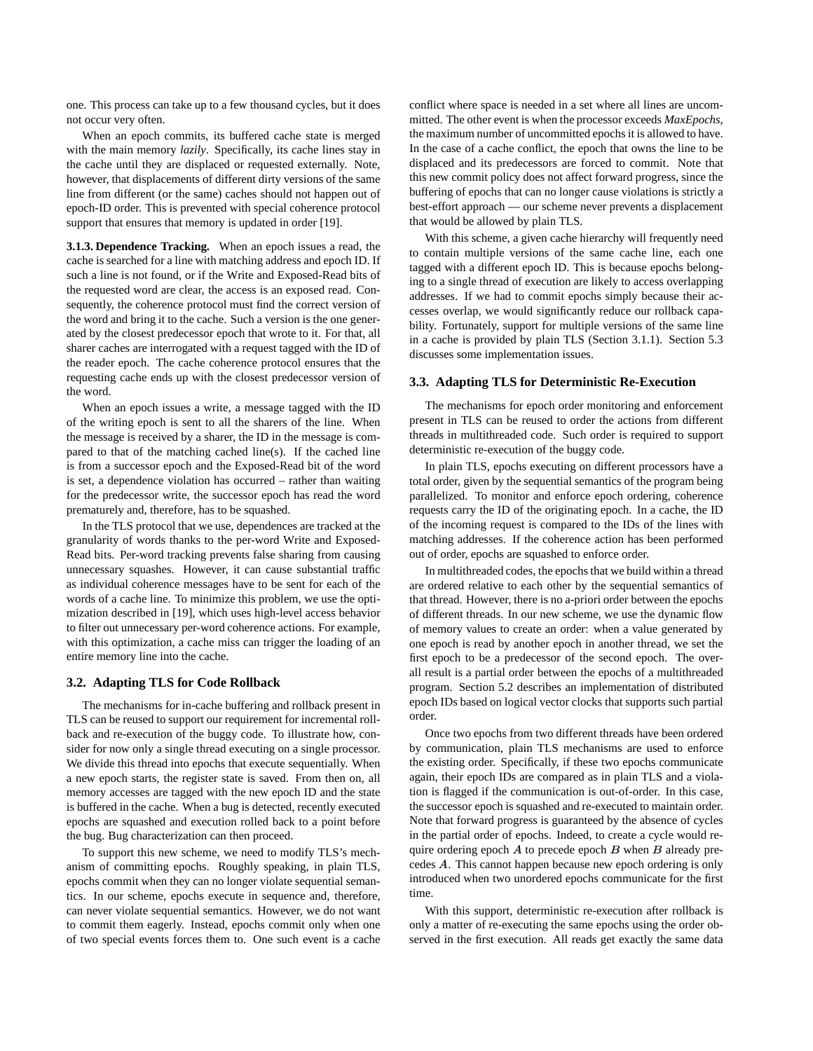one. This process can take up to a few thousand cycles, but it does not occur very often.

When an epoch commits, its buffered cache state is merged with the main memory *lazily*. Specifically, its cache lines stay in the cache until they are displaced or requested externally. Note, however, that displacements of different dirty versions of the same line from different (or the same) caches should not happen out of epoch-ID order. This is prevented with special coherence protocol support that ensures that memory is updated in order [19].

**3.1.3. Dependence Tracking.** When an epoch issues a read, the cache is searched for a line with matching address and epoch ID. If such a line is not found, or if the Write and Exposed-Read bits of the requested word are clear, the access is an exposed read. Consequently, the coherence protocol must find the correct version of the word and bring it to the cache. Such a version is the one generated by the closest predecessor epoch that wrote to it. For that, all sharer caches are interrogated with a request tagged with the ID of the reader epoch. The cache coherence protocol ensures that the requesting cache ends up with the closest predecessor version of the word.

When an epoch issues a write, a message tagged with the ID of the writing epoch is sent to all the sharers of the line. When the message is received by a sharer, the ID in the message is compared to that of the matching cached line(s). If the cached line is from a successor epoch and the Exposed-Read bit of the word is set, a dependence violation has occurred – rather than waiting for the predecessor write, the successor epoch has read the word prematurely and, therefore, has to be squashed.

In the TLS protocol that we use, dependences are tracked at the granularity of words thanks to the per-word Write and Exposed-Read bits. Per-word tracking prevents false sharing from causing unnecessary squashes. However, it can cause substantial traffic as individual coherence messages have to be sent for each of the words of a cache line. To minimize this problem, we use the optimization described in [19], which uses high-level access behavior to filter out unnecessary per-word coherence actions. For example, with this optimization, a cache miss can trigger the loading of an entire memory line into the cache.

### 3.2. Adapting TLS for Code Rollback

The mechanisms for in-cache buffering and rollback present in TLS can be reused to support our requirement for incremental rollback and re-execution of the buggy code. To illustrate how, consider for now only a single thread executing on a single processor. We divide this thread into epochs that execute sequentially. When a new epoch starts, the register state is saved. From then on, all memory accesses are tagged with the new epoch ID and the state is buffered in the cache. When a bug is detected, recently executed epochs are squashed and execution rolled back to a point before the bug. Bug characterization can then proceed.

To support this new scheme, we need to modify TLS's mechanism of committing epochs. Roughly speaking, in plain TLS, epochs commit when they can no longer violate sequential semantics. In our scheme, epochs execute in sequence and, therefore, can never violate sequential semantics. However, we do not want to commit them eagerly. Instead, epochs commit only when one of two special events forces them to. One such event is a cache conflict where space is needed in a set where all lines are uncommitted. The other event is when the processor exceeds *MaxEpochs*, the maximum number of uncommitted epochs it is allowed to have. In the case of a cache conflict, the epoch that owns the line to be displaced and its predecessors are forced to commit. Note that this new commit policy does not affect forward progress, since the buffering of epochs that can no longer cause violations is strictly a best-effort approach — our scheme never prevents a displacement that would be allowed by plain TLS.

With this scheme, a given cache hierarchy will frequently need to contain multiple versions of the same cache line, each one tagged with a different epoch ID. This is because epochs belonging to a single thread of execution are likely to access overlapping addresses. If we had to commit epochs simply because their accesses overlap, we would significantly reduce our rollback capability. Fortunately, support for multiple versions of the same line in a cache is provided by plain TLS (Section 3.1.1). Section 5.3 discusses some implementation issues.

### 3.3. Adapting TLS for Deterministic Re-Execution

The mechanisms for epoch order monitoring and enforcement present in TLS can be reused to order the actions from different threads in multithreaded code. Such order is required to support deterministic re-execution of the buggy code.

In plain TLS, epochs executing on different processors have a total order, given by the sequential semantics of the program being parallelized. To monitor and enforce epoch ordering, coherence requests carry the ID of the originating epoch. In a cache, the ID of the incoming request is compared to the IDs of the lines with matching addresses. If the coherence action has been performed out of order, epochs are squashed to enforce order.

In multithreaded codes, the epochs that we build within a thread are ordered relative to each other by the sequential semantics of that thread. However, there is no a-priori order between the epochs of different threads. In our new scheme, we use the dynamic flow of memory values to create an order: when a value generated by one epoch is read by another epoch in another thread, we set the first epoch to be a predecessor of the second epoch. The overall result is a partial order between the epochs of a multithreaded program. Section 5.2 describes an implementation of distributed epoch IDs based on logical vector clocks that supports such partial order.

Once two epochs from two different threads have been ordered by communication, plain TLS mechanisms are used to enforce the existing order. Specifically, if these two epochs communicate again, their epoch IDs are compared as in plain TLS and a violation is flagged if the communication is out-of-order. In this case, the successor epoch is squashed and re-executed to maintain order. Note that forward progress is guaranteed by the absence of cycles in the partial order of epochs. Indeed, to create a cycle would require ordering epoch $A$ to precede epoch $B$ when $B$ already precedes $A$. This cannot happen because new epoch ordering is only introduced when two unordered epochs communicate for the first time.

With this support, deterministic re-execution after rollback is only a matter of re-executing the same epochs using the order observed in the first execution. All reads get exactly the same data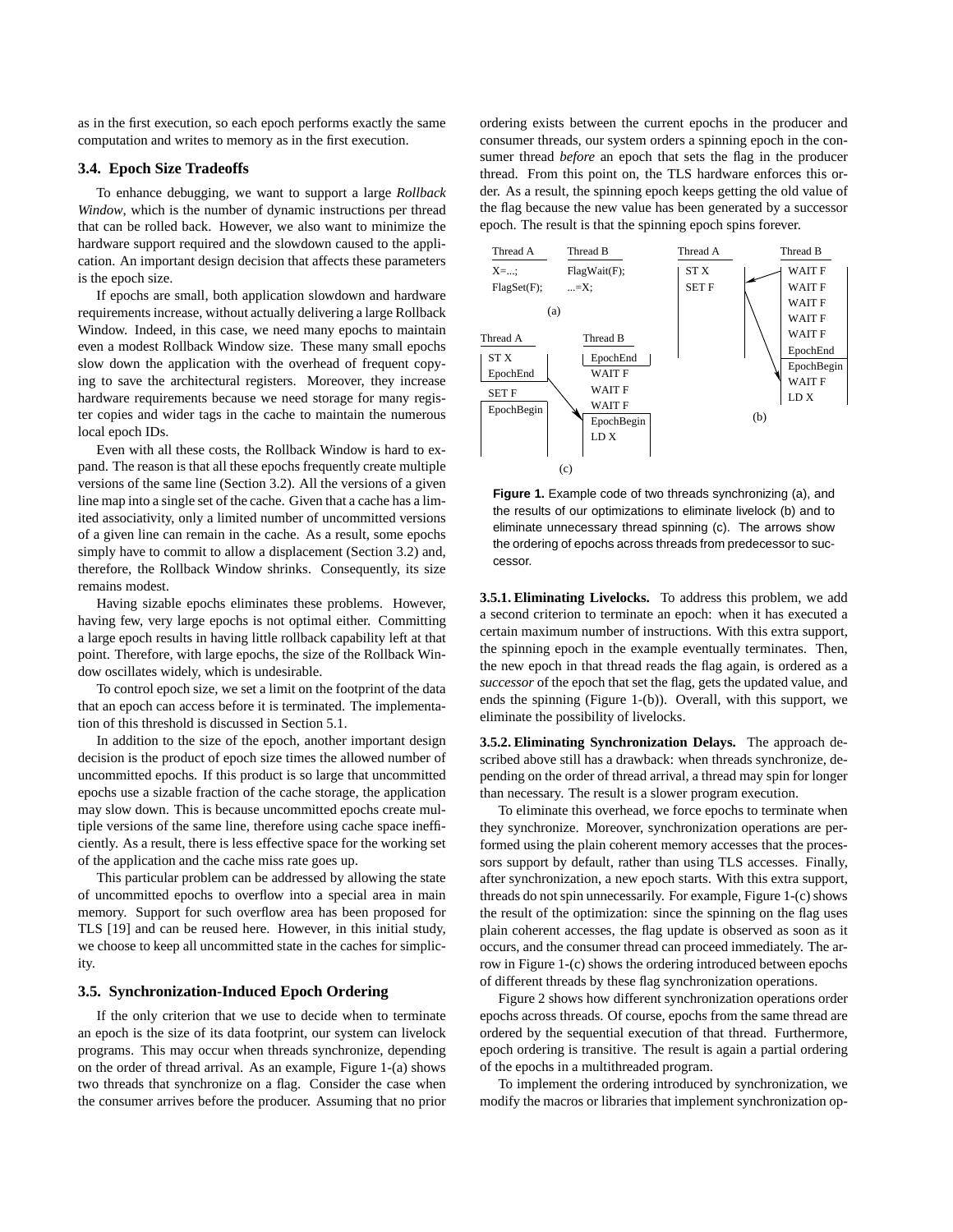as in the first execution, so each epoch performs exactly the same computation and writes to memory as in the first execution.

### 3.4. Epoch Size Tradeoffs

To enhance debugging, we want to support a large *Rollback Window*, which is the number of dynamic instructions per thread that can be rolled back. However, we also want to minimize the hardware support required and the slowdown caused to the application. An important design decision that affects these parameters is the epoch size.

If epochs are small, both application slowdown and hardware requirements increase, without actually delivering a large Rollback Window. Indeed, in this case, we need many epochs to maintain even a modest Rollback Window size. These many small epochs slow down the application with the overhead of frequent copying to save the architectural registers. Moreover, they increase hardware requirements because we need storage for many register copies and wider tags in the cache to maintain the numerous local epoch IDs.

Even with all these costs, the Rollback Window is hard to expand. The reason is that all these epochs frequently create multiple versions of the same line (Section 3.2). All the versions of a given line map into a single set of the cache. Given that a cache has a limited associativity, only a limited number of uncommitted versions of a given line can remain in the cache. As a result, some epochs simply have to commit to allow a displacement (Section 3.2) and, therefore, the Rollback Window shrinks. Consequently, its size remains modest.

Having sizable epochs eliminates these problems. However, having few, very large epochs is not optimal either. Committing a large epoch results in having little rollback capability left at that point. Therefore, with large epochs, the size of the Rollback Window oscillates widely, which is undesirable.

To control epoch size, we set a limit on the footprint of the data that an epoch can access before it is terminated. The implementation of this threshold is discussed in Section 5.1.

In addition to the size of the epoch, another important design decision is the product of epoch size times the allowed number of uncommitted epochs. If this product is so large that uncommitted epochs use a sizable fraction of the cache storage, the application may slow down. This is because uncommitted epochs create multiple versions of the same line, therefore using cache space inefficiently. As a result, there is less effective space for the working set of the application and the cache miss rate goes up.

This particular problem can be addressed by allowing the state of uncommitted epochs to overflow into a special area in main memory. Support for such overflow area has been proposed for TLS [19] and can be reused here. However, in this initial study, we choose to keep all uncommitted state in the caches for simplicity.

### 3.5. Synchronization-Induced Epoch Ordering

If the only criterion that we use to decide when to terminate an epoch is the size of its data footprint, our system can livelock programs. This may occur when threads synchronize, depending on the order of thread arrival. As an example, Figure 1-(a) shows two threads that synchronize on a flag. Consider the case when the consumer arrives before the producer. Assuming that no prior ordering exists between the current epochs in the producer and consumer threads, our system orders a spinning epoch in the consumer thread *before* an epoch that sets the flag in the producer thread. From this point on, the TLS hardware enforces this order. As a result, the spinning epoch keeps getting the old value of the flag because the new value has been generated by a successor epoch. The result is that the spinning epoch spins forever.

Figure 1. Example code of two threads synchronizing (a), and the results of our optimizations to eliminate livelock (b) and to eliminate unnecessary thread spinning (c). The arrows show the ordering of epochs across threads from predecessor to successor.

**3.5.1. Eliminating Livelocks.** To address this problem, we add a second criterion to terminate an epoch: when it has executed a certain maximum number of instructions. With this extra support, the spinning epoch in the example eventually terminates. Then, the new epoch in that thread reads the flag again, is ordered as a *successor* of the epoch that set the flag, gets the updated value, and ends the spinning (Figure 1-(b)). Overall, with this support, we eliminate the possibility of livelocks.

**3.5.2. Eliminating Synchronization Delays.** The approach described above still has a drawback: when threads synchronize, depending on the order of thread arrival, a thread may spin for longer than necessary. The result is a slower program execution.

To eliminate this overhead, we force epochs to terminate when they synchronize. Moreover, synchronization operations are performed using the plain coherent memory accesses that the processors support by default, rather than using TLS accesses. Finally, after synchronization, a new epoch starts. With this extra support, threads do not spin unnecessarily. For example, Figure 1-(c) shows the result of the optimization: since the spinning on the flag uses plain coherent accesses, the flag update is observed as soon as it occurs, and the consumer thread can proceed immediately. The arrow in Figure 1-(c) shows the ordering introduced between epochs of different threads by these flag synchronization operations.

Figure 2 shows how different synchronization operations order epochs across threads. Of course, epochs from the same thread are ordered by the sequential execution of that thread. Furthermore, epoch ordering is transitive. The result is again a partial ordering of the epochs in a multithreaded program.

To implement the ordering introduced by synchronization, we modify the macros or libraries that implement synchronization op-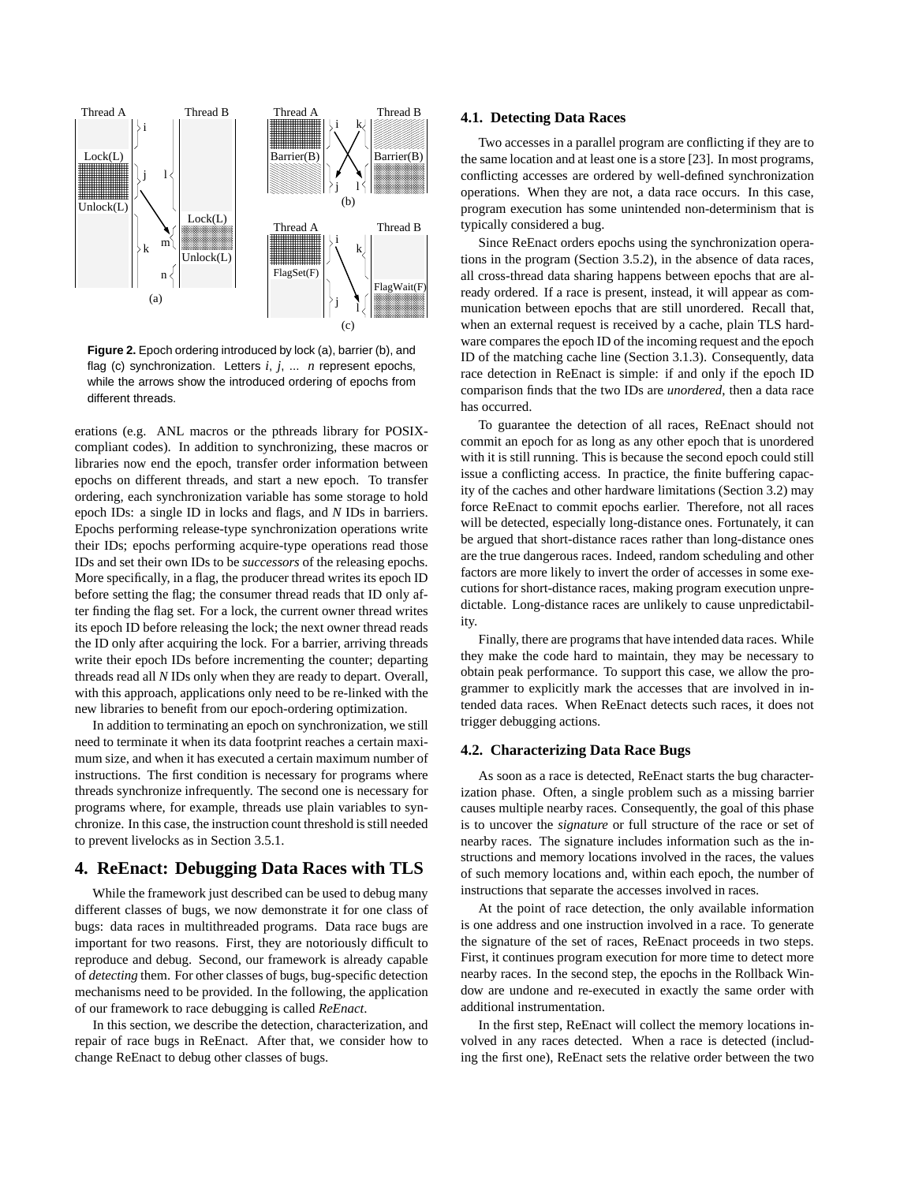Figure 2. Epoch ordering introduced by lock (a), barrier (b), and flag (c) synchronization. Letters $i$, $j$, ... $n$ represent epochs, while the arrows show the introduced ordering of epochs from different threads.

erations (e.g. ANL macros or the pthreads library for POSIX-compliant codes). In addition to synchronizing, these macros or libraries now end the epoch, transfer order information between epochs on different threads, and start a new epoch. To transfer ordering, each synchronization variable has some storage to hold epoch IDs: a single ID in locks and flags, and *N* IDs in barriers. Epochs performing release-type synchronization operations write their IDs; epochs performing acquire-type operations read those IDs and set their own IDs to be *successors* of the releasing epochs. More specifically, in a flag, the producer thread writes its epoch ID before setting the flag; the consumer thread reads that ID only after finding the flag set. For a lock, the current owner thread writes its epoch ID before releasing the lock; the next owner thread reads the ID only after acquiring the lock. For a barrier, arriving threads write their epoch IDs before incrementing the counter; departing threads read all *N* IDs only when they are ready to depart. Overall, with this approach, applications only need to be re-linked with the new libraries to benefit from our epoch-ordering optimization.

In addition to terminating an epoch on synchronization, we still need to terminate it when its data footprint reaches a certain maximum size, and when it has executed a certain maximum number of instructions. The first condition is necessary for programs where threads synchronize infrequently. The second one is necessary for programs where, for example, threads use plain variables to synchronize. In this case, the instruction count threshold is still needed to prevent livelocks as in Section 3.5.1.

# 4. ReEnact: Debugging Data Races with TLS

While the framework just described can be used to debug many different classes of bugs, we now demonstrate it for one class of bugs: data races in multithreaded programs. Data race bugs are important for two reasons. First, they are notoriously difficult to reproduce and debug. Second, our framework is already capable of *detecting* them. For other classes of bugs, bug-specific detection mechanisms need to be provided. In the following, the application of our framework to race debugging is called *ReEnact*.

In this section, we describe the detection, characterization, and repair of race bugs in ReEnact. After that, we consider how to change ReEnact to debug other classes of bugs.

## 4.1. Detecting Data Races

Two accesses in a parallel program are conflicting if they are to the same location and at least one is a store [23]. In most programs, conflicting accesses are ordered by well-defined synchronization operations. When they are not, a data race occurs. In this case, program execution has some unintended non-determinism that is typically considered a bug.

Since ReEnact orders epochs using the synchronization operations in the program (Section 3.5.2), in the absence of data races, all cross-thread data sharing happens between epochs that are already ordered. If a race is present, instead, it will appear as communication between epochs that are still unordered. Recall that, when an external request is received by a cache, plain TLS hardware compares the epoch ID of the incoming request and the epoch ID of the matching cache line (Section 3.1.3). Consequently, data race detection in ReEnact is simple: if and only if the epoch ID comparison finds that the two IDs are *unordered*, then a data race has occurred.

To guarantee the detection of all races, ReEnact should not commit an epoch for as long as any other epoch that is unordered with it is still running. This is because the second epoch could still issue a conflicting access. In practice, the finite buffering capacity of the caches and other hardware limitations (Section 3.2) may force ReEnact to commit epochs earlier. Therefore, not all races will be detected, especially long-distance ones. Fortunately, it can be argued that short-distance races rather than long-distance ones are the true dangerous races. Indeed, random scheduling and other factors are more likely to invert the order of accesses in some executions for short-distance races, making program execution unpredictable. Long-distance races are unlikely to cause unpredictability.

Finally, there are programs that have intended data races. While they make the code hard to maintain, they may be necessary to obtain peak performance. To support this case, we allow the programmer to explicitly mark the accesses that are involved in intended data races. When ReEnact detects such races, it does not trigger debugging actions.

## 4.2. Characterizing Data Race Bugs

As soon as a race is detected, ReEnact starts the bug characterization phase. Often, a single problem such as a missing barrier causes multiple nearby races. Consequently, the goal of this phase is to uncover the *signature* or full structure of the race or set of nearby races. The signature includes information such as the instructions and memory locations involved in the races, the values of such memory locations and, within each epoch, the number of instructions that separate the accesses involved in races.

At the point of race detection, the only available information is one address and one instruction involved in a race. To generate the signature of the set of races, ReEnact proceeds in two steps. First, it continues program execution for more time to detect more nearby races. In the second step, the epochs in the Rollback Window are undone and re-executed in exactly the same order with additional instrumentation.

In the first step, ReEnact will collect the memory locations involved in any races detected. When a race is detected (including the first one), ReEnact sets the relative order between the two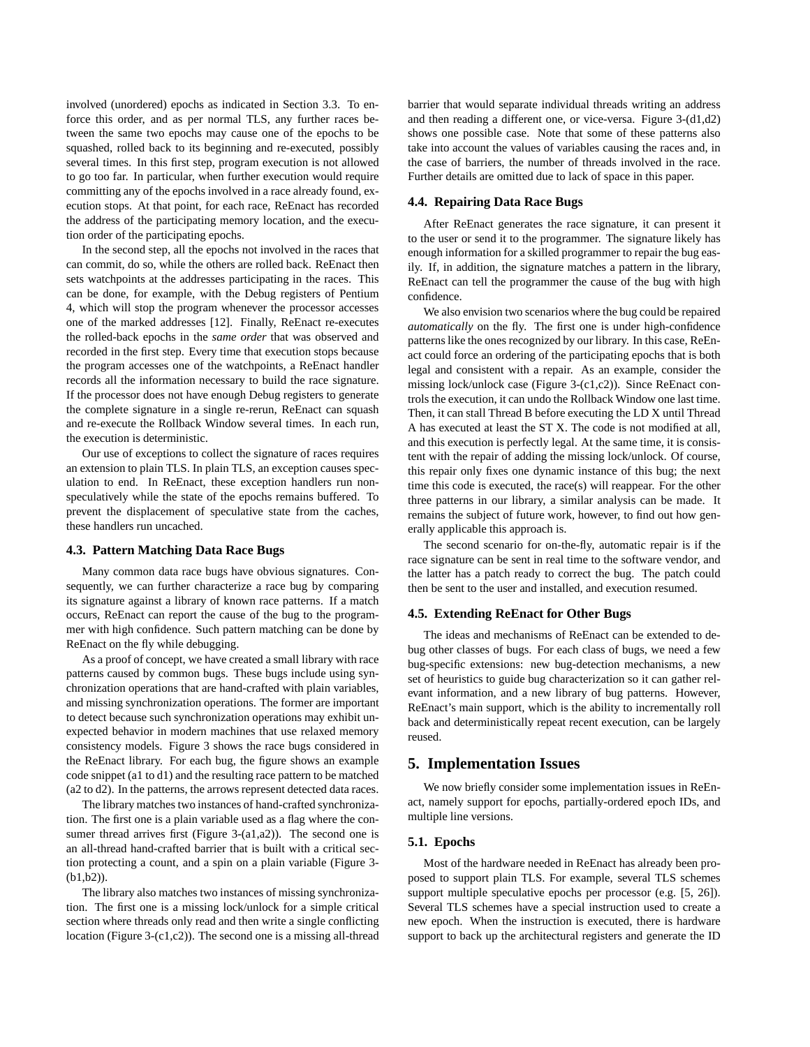involved (unordered) epochs as indicated in Section 3.3. To enforce this order, and as per normal TLS, any further races between the same two epochs may cause one of the epochs to be squashed, rolled back to its beginning and re-executed, possibly several times. In this first step, program execution is not allowed to go too far. In particular, when further execution would require committing any of the epochs involved in a race already found, execution stops. At that point, for each race, ReEnact has recorded the address of the participating memory location, and the execution order of the participating epochs.

In the second step, all the epochs not involved in the races that can commit, do so, while the others are rolled back. ReEnact then sets watchpoints at the addresses participating in the races. This can be done, for example, with the Debug registers of Pentium 4, which will stop the program whenever the processor accesses one of the marked addresses [12]. Finally, ReEnact re-executes the rolled-back epochs in the *same order* that was observed and recorded in the first step. Every time that execution stops because the program accesses one of the watchpoints, a ReEnact handler records all the information necessary to build the race signature. If the processor does not have enough Debug registers to generate the complete signature in a single re-rerun, ReEnact can squash and re-execute the Rollback Window several times. In each run, the execution is deterministic.

Our use of exceptions to collect the signature of races requires an extension to plain TLS. In plain TLS, an exception causes speculation to end. In ReEnact, these exception handlers run non-speculatively while the state of the epochs remains buffered. To prevent the displacement of speculative state from the caches, these handlers run uncached.

### 4.3. Pattern Matching Data Race Bugs

Many common data race bugs have obvious signatures. Consequently, we can further characterize a race bug by comparing its signature against a library of known race patterns. If a match occurs, ReEnact can report the cause of the bug to the programmer with high confidence. Such pattern matching can be done by ReEnact on the fly while debugging.

As a proof of concept, we have created a small library with race patterns caused by common bugs. These bugs include using synchronization operations that are hand-crafted with plain variables, and missing synchronization operations. The former are important to detect because such synchronization operations may exhibit unexpected behavior in modern machines that use relaxed memory consistency models. Figure 3 shows the race bugs considered in the ReEnact library. For each bug, the figure shows an example code snippet (a1 to d1) and the resulting race pattern to be matched (a2 to d2). In the patterns, the arrows represent detected data races.

The library matches two instances of hand-crafted synchronization. The first one is a plain variable used as a flag where the consumer thread arrives first (Figure 3-(a1,a2)). The second one is an all-thread hand-crafted barrier that is built with a critical section protecting a count, and a spin on a plain variable (Figure 3-(b1,b2)).

The library also matches two instances of missing synchronization. The first one is a missing lock/unlock for a simple critical section where threads only read and then write a single conflicting location (Figure 3-(c1,c2)). The second one is a missing all-thread barrier that would separate individual threads writing an address and then reading a different one, or vice-versa. Figure 3-(d1,d2) shows one possible case. Note that some of these patterns also take into account the values of variables causing the races and, in the case of barriers, the number of threads involved in the race. Further details are omitted due to lack of space in this paper.

### 4.4. Repairing Data Race Bugs

After ReEnact generates the race signature, it can present it to the user or send it to the programmer. The signature likely has enough information for a skilled programmer to repair the bug easily. If, in addition, the signature matches a pattern in the library, ReEnact can tell the programmer the cause of the bug with high confidence.

We also envision two scenarios where the bug could be repaired *automatically* on the fly. The first one is under high-confidence patterns like the ones recognized by our library. In this case, ReEnact could force an ordering of the participating epochs that is both legal and consistent with a repair. As an example, consider the missing lock/unlock case (Figure 3-(c1,c2)). Since ReEnact controls the execution, it can undo the Rollback Window one last time. Then, it can stall Thread B before executing the LD X until Thread A has executed at least the ST X. The code is not modified at all, and this execution is perfectly legal. At the same time, it is consistent with the repair of adding the missing lock/unlock. Of course, this repair only fixes one dynamic instance of this bug; the next time this code is executed, the race(s) will reappear. For the other three patterns in our library, a similar analysis can be made. It remains the subject of future work, however, to find out how generally applicable this approach is.

The second scenario for on-the-fly, automatic repair is if the race signature can be sent in real time to the software vendor, and the latter has a patch ready to correct the bug. The patch could then be sent to the user and installed, and execution resumed.

### 4.5. Extending ReEnact for Other Bugs

The ideas and mechanisms of ReEnact can be extended to debug other classes of bugs. For each class of bugs, we need a few bug-specific extensions: new bug-detection mechanisms, a new set of heuristics to guide bug characterization so it can gather relevant information, and a new library of bug patterns. However, ReEnact's main support, which is the ability to incrementally roll back and deterministically repeat recent execution, can be largely reused.

## 5. Implementation Issues

We now briefly consider some implementation issues in ReEnact, namely support for epochs, partially-ordered epoch IDs, and multiple line versions.

### 5.1. Epochs

Most of the hardware needed in ReEnact has already been proposed to support plain TLS. For example, several TLS schemes support multiple speculative epochs per processor (e.g. [5, 26]). Several TLS schemes have a special instruction used to create a new epoch. When the instruction is executed, there is hardware support to back up the architectural registers and generate the ID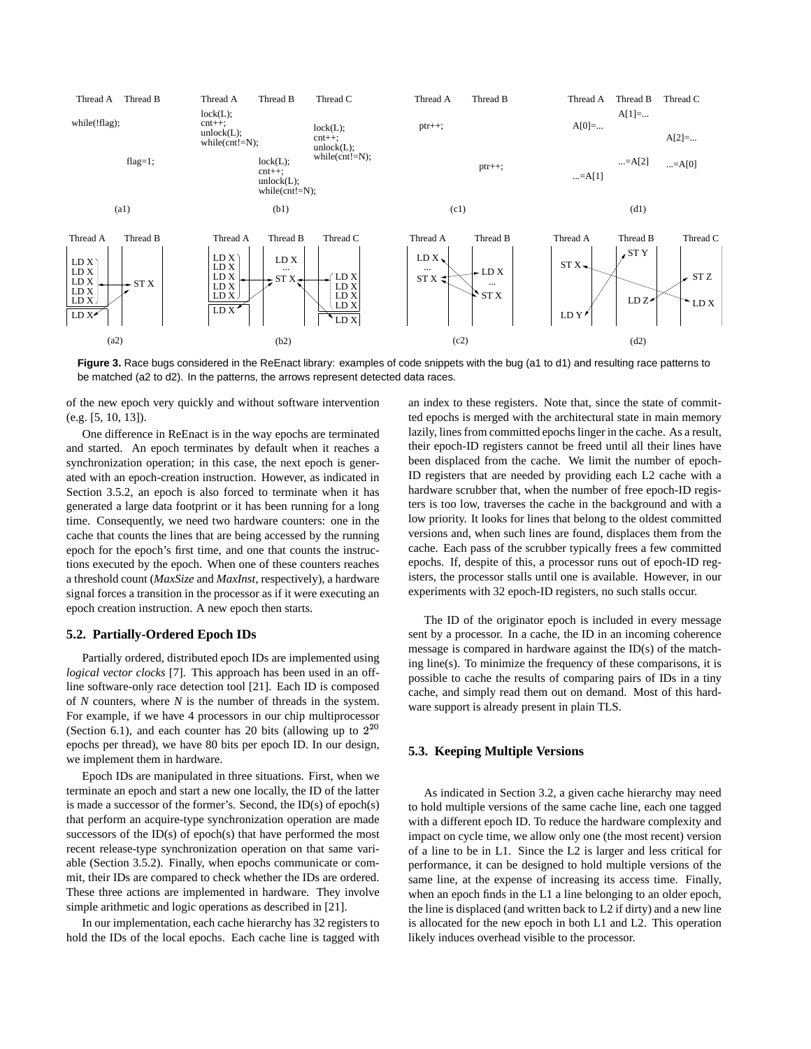Thread A Thread B

while(!flag);

flag=1;

(a1)

Thread A Thread B Thread C

lock(L);
cnt++;
unlock(L);
while(cnt!=N);

lock(L);
cnt++;
unlock(L);
while(cnt!=N);

lock(L);
cnt++;
unlock(L);
while(cnt!=N);

(b1)

Thread A Thread B

ptr++;

ptr++;

(c1)

Thread A Thread B Thread C

A[1]=...

A[0]=...

A[2]=...

...=A[2] ...=A[0]

...=A[1]

(d1)

(a2) (b2) (c2) (d2)

**Figure 3.** Race bugs considered in the ReEnact library: examples of code snippets with the bug (a1 to d1) and resulting race patterns to be matched (a2 to d2). In the patterns, the arrows represent detected data races.

of the new epoch very quickly and without software intervention (e.g. [5, 10, 13]).

One difference in ReEnact is in the way epochs are terminated and started. An epoch terminates by default when it reaches a synchronization operation; in this case, the next epoch is generated with an epoch-creation instruction. However, as indicated in Section 3.5.2, an epoch is also forced to terminate when it has generated a large data footprint or it has been running for a long time. Consequently, we need two hardware counters: one in the cache that counts the lines that are being accessed by the running epoch for the epoch's first time, and one that counts the instructions executed by the epoch. When one of these counters reaches a threshold count (*MaxSize* and *MaxInst*, respectively), a hardware signal forces a transition in the processor as if it were executing an epoch creation instruction. A new epoch then starts.

### 5.2. Partially-Ordered Epoch IDs

Partially ordered, distributed epoch IDs are implemented using *logical vector clocks* [7]. This approach has been used in an offline software-only race detection tool [21]. Each ID is composed of *N* counters, where *N* is the number of threads in the system. For example, if we have 4 processors in our chip multiprocessor (Section 6.1), and each counter has 20 bits (allowing up to $2^{20}$ epochs per thread), we have 80 bits per epoch ID. In our design, we implement them in hardware.

Epoch IDs are manipulated in three situations. First, when we terminate an epoch and start a new one locally, the ID of the latter is made a successor of the former's. Second, the ID(s) of epoch(s) that perform an acquire-type synchronization operation are made successors of the ID(s) of epoch(s) that have performed the most recent release-type synchronization operation on that same variable (Section 3.5.2). Finally, when epochs communicate or commit, their IDs are compared to check whether the IDs are ordered. These three actions are implemented in hardware. They involve simple arithmetic and logic operations as described in [21].

In our implementation, each cache hierarchy has 32 registers to hold the IDs of the local epochs. Each cache line is tagged with an index to these registers. Note that, since the state of committed epochs is merged with the architectural state in main memory lazily, lines from committed epochs linger in the cache. As a result, their epoch-ID registers cannot be freed until all their lines have been displaced from the cache. We limit the number of epoch-ID registers that are needed by providing each L2 cache with a hardware scrubber that, when the number of free epoch-ID registers is too low, traverses the cache in the background and with a low priority. It looks for lines that belong to the oldest committed versions and, when such lines are found, displaces them from the cache. Each pass of the scrubber typically frees a few committed epochs. If, despite of this, a processor runs out of epoch-ID registers, the processor stalls until one is available. However, in our experiments with 32 epoch-ID registers, no such stalls occur.

The ID of the originator epoch is included in every message sent by a processor. In a cache, the ID in an incoming coherence message is compared in hardware against the ID(s) of the matching line(s). To minimize the frequency of these comparisons, it is possible to cache the results of comparing pairs of IDs in a tiny cache, and simply read them out on demand. Most of this hardware support is already present in plain TLS.

### 5.3. Keeping Multiple Versions

As indicated in Section 3.2, a given cache hierarchy may need to hold multiple versions of the same cache line, each one tagged with a different epoch ID. To reduce the hardware complexity and impact on cycle time, we allow only one (the most recent) version of a line to be in L1. Since the L2 is larger and less critical for performance, it can be designed to hold multiple versions of the same line, at the expense of increasing its access time. Finally, when an epoch finds in the L1 a line belonging to an older epoch, the line is displaced (and written back to L2 if dirty) and a new line is allocated for the new epoch in both L1 and L2. This operation likely induces overhead visible to the processor.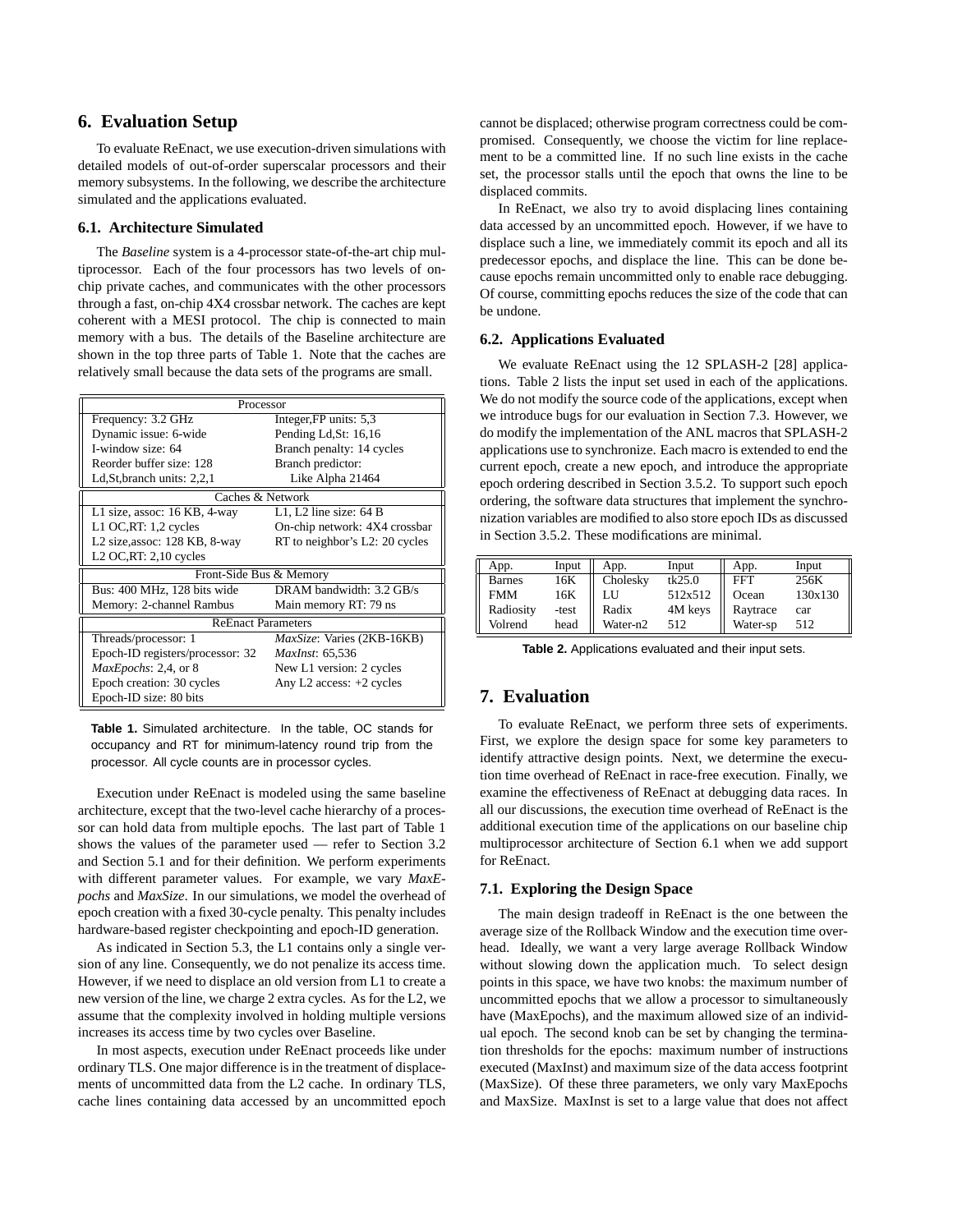## 6. Evaluation Setup

To evaluate ReEnact, we use execution-driven simulations with detailed models of out-of-order superscalar processors and their memory subsystems. In the following, we describe the architecture simulated and the applications evaluated.

### 6.1. Architecture Simulated

The *Baseline* system is a 4-processor state-of-the-art chip multiprocessor. Each of the four processors has two levels of on-chip private caches, and communicates with the other processors through a fast, on-chip 4X4 crossbar network. The caches are kept coherent with a MESI protocol. The chip is connected to main memory with a bus. The details of the Baseline architecture are shown in the top three parts of Table 1. Note that the caches are relatively small because the data sets of the programs are small.

| Processor | |
|---|---|
| Frequency: 3.2 GHz | Integer,FP units: 5,3 |
| Dynamic issue: 6-wide | Pending Ld,St: 16,16 |
| I-window size: 64 | Branch penalty: 14 cycles |
| Reorder buffer size: 128 | Branch predictor: |
| Ld,St,branch units: 2,2,1 | Like Alpha 21464 |
| **Caches & Network** | |
| L1 size, assoc: 16 KB, 4-way | L1, L2 line size: 64 B |
| L1 OC,RT: 1,2 cycles | On-chip network: 4X4 crossbar |
| L2 size,assoc: 128 KB, 8-way | RT to neighbor's L2: 20 cycles |
| L2 OC,RT: 2,10 cycles | |
| **Front-Side Bus & Memory** | |
| Bus: 400 MHz, 128 bits wide | DRAM bandwidth: 3.2 GB/s |
| Memory: 2-channel Rambus | Main memory RT: 79 ns |
| **ReEnact Parameters** | |
| Threads/processor: 1 | *MaxSize*: Varies (2KB-16KB) |
| Epoch-ID registers/processor: 32 | *MaxInst*: 65,536 |
| *MaxEpochs*: 2,4, or 8 | New L1 version: 2 cycles |
| Epoch creation: 30 cycles | Any L2 access: +2 cycles |
| Epoch-ID size: 80 bits | |

**Table 1.** Simulated architecture. In the table, OC stands for occupancy and RT for minimum-latency round trip from the processor. All cycle counts are in processor cycles.

Execution under ReEnact is modeled using the same baseline architecture, except that the two-level cache hierarchy of a processor can hold data from multiple epochs. The last part of Table 1 shows the values of the parameter used — refer to Section 3.2 and Section 5.1 and for their definition. We perform experiments with different parameter values. For example, we vary *MaxEpochs* and *MaxSize*. In our simulations, we model the overhead of epoch creation with a fixed 30-cycle penalty. This penalty includes hardware-based register checkpointing and epoch-ID generation.

As indicated in Section 5.3, the L1 contains only a single version of any line. Consequently, we do not penalize its access time. However, if we need to displace an old version from L1 to create a new version of the line, we charge 2 extra cycles. As for the L2, we assume that the complexity involved in holding multiple versions increases its access time by two cycles over Baseline.

In most aspects, execution under ReEnact proceeds like under ordinary TLS. One major difference is in the treatment of displacements of uncommitted data from the L2 cache. In ordinary TLS, cache lines containing data accessed by an uncommitted epoch cannot be displaced; otherwise program correctness could be compromised. Consequently, we choose the victim for line replacement to be a committed line. If no such line exists in the cache set, the processor stalls until the epoch that owns the line to be displaced commits.

In ReEnact, we also try to avoid displacing lines containing data accessed by an uncommitted epoch. However, if we have to displace such a line, we immediately commit its epoch and all its predecessor epochs, and displace the line. This can be done because epochs remain uncommitted only to enable race debugging. Of course, committing epochs reduces the size of the code that can be undone.

### 6.2. Applications Evaluated

We evaluate ReEnact using the 12 SPLASH-2 [28] applications. Table 2 lists the input set used in each of the applications. We do not modify the source code of the applications, except when we introduce bugs for our evaluation in Section 7.3. However, we do modify the implementation of the ANL macros that SPLASH-2 applications use to synchronize. Each macro is extended to end the current epoch, create a new epoch, and introduce the appropriate epoch ordering described in Section 3.5.2. To support such epoch ordering, the software data structures that implement the synchronization variables are modified to also store epoch IDs as discussed in Section 3.5.2. These modifications are minimal.

| App. | Input | App. | Input | App. | Input |
|---|---|---|---|---|---|
| Barnes | 16K | Cholesky | tk25.0 | FFT | 256K |
| FMM | 16K | LU | 512x512 | Ocean | 130x130 |
| Radiosity | -test | Radix | 4M keys | Raytrace | car |
| Volrend | head | Water-n2 | 512 | Water-sp | 512 |

**Table 2.** Applications evaluated and their input sets.

## 7. Evaluation

To evaluate ReEnact, we perform three sets of experiments. First, we explore the design space for some key parameters to identify attractive design points. Next, we determine the execution time overhead of ReEnact in race-free execution. Finally, we examine the effectiveness of ReEnact at debugging data races. In all our discussions, the execution time overhead of ReEnact is the additional execution time of the applications on our baseline chip multiprocessor architecture of Section 6.1 when we add support for ReEnact.

### 7.1. Exploring the Design Space

The main design tradeoff in ReEnact is the one between the average size of the Rollback Window and the execution time overhead. Ideally, we want a very large average Rollback Window without slowing down the application much. To select design points in this space, we have two knobs: the maximum number of uncommitted epochs that we allow a processor to simultaneously have (MaxEpochs), and the maximum allowed size of an individual epoch. The second knob can be set by changing the termination thresholds for the epochs: maximum number of instructions executed (MaxInst) and maximum size of the data access footprint (MaxSize). Of these three parameters, we only vary MaxEpochs and MaxSize. MaxInst is set to a large value that does not affect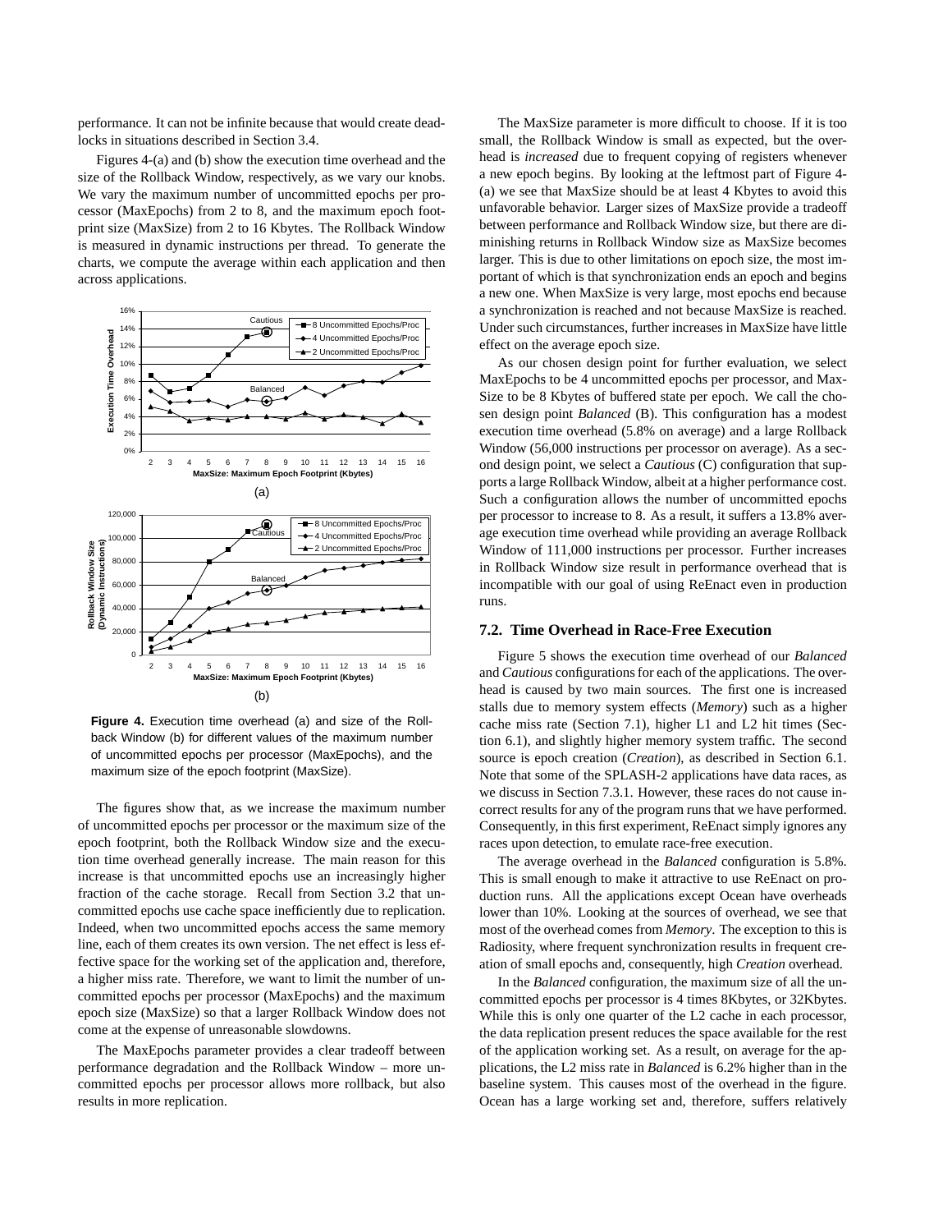performance. It can not be infinite because that would create deadlocks in situations described in Section 3.4.

Figures 4-(a) and (b) show the execution time overhead and the size of the Rollback Window, respectively, as we vary our knobs. We vary the maximum number of uncommitted epochs per processor (MaxEpochs) from 2 to 8, and the maximum epoch footprint size (MaxSize) from 2 to 16 Kbytes. The Rollback Window is measured in dynamic instructions per thread. To generate the charts, we compute the average within each application and then across applications.

**Figure 4.** Execution time overhead (a) and size of the Rollback Window (b) for different values of the maximum number of uncommitted epochs per processor (MaxEpochs), and the maximum size of the epoch footprint (MaxSize).

The figures show that, as we increase the maximum number of uncommitted epochs per processor or the maximum size of the epoch footprint, both the Rollback Window size and the execution time overhead generally increase. The main reason for this increase is that uncommitted epochs use an increasingly higher fraction of the cache storage. Recall from Section 3.2 that uncommitted epochs use cache space inefficiently due to replication. Indeed, when two uncommitted epochs access the same memory line, each of them creates its own version. The net effect is less effective space for the working set of the application and, therefore, a higher miss rate. Therefore, we want to limit the number of uncommitted epochs per processor (MaxEpochs) and the maximum epoch size (MaxSize) so that a larger Rollback Window does not come at the expense of unreasonable slowdowns.

The MaxEpochs parameter provides a clear tradeoff between performance degradation and the Rollback Window – more uncommitted epochs per processor allows more rollback, but also results in more replication.

The MaxSize parameter is more difficult to choose. If it is too small, the Rollback Window is small as expected, but the overhead is *increased* due to frequent copying of registers whenever a new epoch begins. By looking at the leftmost part of Figure 4-(a) we see that MaxSize should be at least 4 Kbytes to avoid this unfavorable behavior. Larger sizes of MaxSize provide a tradeoff between performance and Rollback Window size, but there are diminishing returns in Rollback Window size as MaxSize becomes larger. This is due to other limitations on epoch size, the most important of which is that synchronization ends an epoch and begins a new one. When MaxSize is very large, most epochs end because a synchronization is reached and not because MaxSize is reached. Under such circumstances, further increases in MaxSize have little effect on the average epoch size.

As our chosen design point for further evaluation, we select MaxEpochs to be 4 uncommitted epochs per processor, and MaxSize to be 8 Kbytes of buffered state per epoch. We call the chosen design point *Balanced* (B). This configuration has a modest execution time overhead (5.8% on average) and a large Rollback Window (56,000 instructions per processor on average). As a second design point, we select a *Cautious* (C) configuration that supports a large Rollback Window, albeit at a higher performance cost. Such a configuration allows the number of uncommitted epochs per processor to increase to 8. As a result, it suffers a 13.8% average execution time overhead while providing an average Rollback Window of 111,000 instructions per processor. Further increases in Rollback Window size result in performance overhead that is incompatible with our goal of using ReEnact even in production runs.

### 7.2. Time Overhead in Race-Free Execution

Figure 5 shows the execution time overhead of our *Balanced* and *Cautious* configurations for each of the applications. The overhead is caused by two main sources. The first one is increased stalls due to memory system effects (*Memory*) such as a higher cache miss rate (Section 7.1), higher L1 and L2 hit times (Section 6.1), and slightly higher memory system traffic. The second source is epoch creation (*Creation*), as described in Section 6.1. Note that some of the SPLASH-2 applications have data races, as we discuss in Section 7.3.1. However, these races do not cause incorrect results for any of the program runs that we have performed. Consequently, in this first experiment, ReEnact simply ignores any races upon detection, to emulate race-free execution.

The average overhead in the *Balanced* configuration is 5.8%. This is small enough to make it attractive to use ReEnact on production runs. All the applications except Ocean have overheads lower than 10%. Looking at the sources of overhead, we see that most of the overhead comes from *Memory*. The exception to this is Radiosity, where frequent synchronization results in frequent creation of small epochs and, consequently, high *Creation* overhead.

In the *Balanced* configuration, the maximum size of all the uncommitted epochs per processor is 4 times 8Kbytes, or 32Kbytes. While this is only one quarter of the L2 cache in each processor, the data replication present reduces the space available for the rest of the application working set. As a result, on average for the applications, the L2 miss rate in *Balanced* is 6.2% higher than in the baseline system. This causes most of the overhead in the figure. Ocean has a large working set and, therefore, suffers relatively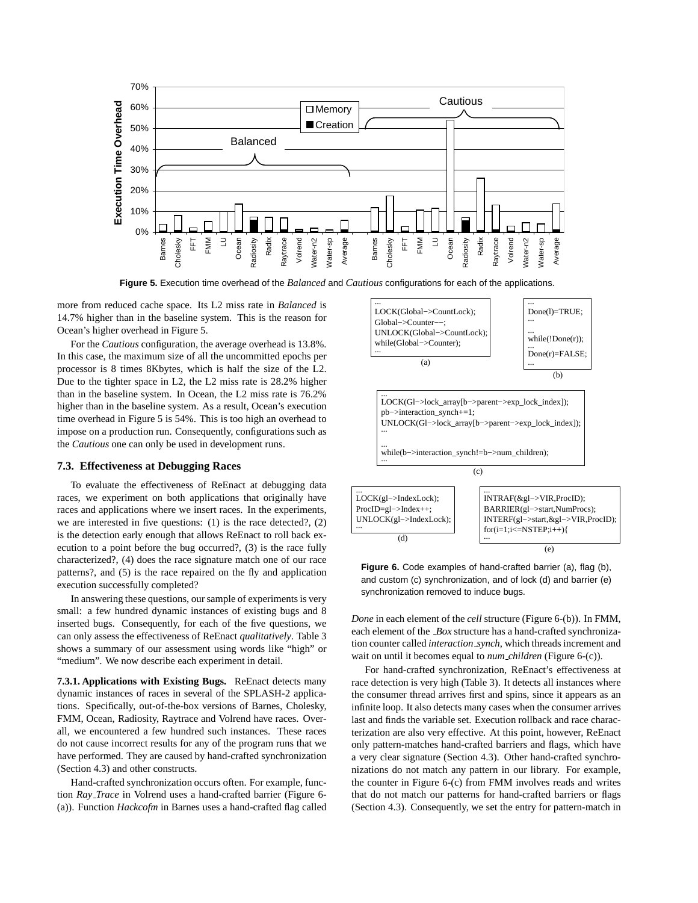**Figure 5.** Execution time overhead of the *Balanced* and *Cautious* configurations for each of the applications.

more from reduced cache space. Its L2 miss rate in *Balanced* is 14.7% higher than in the baseline system. This is the reason for Ocean's higher overhead in Figure 5.

For the *Cautious* configuration, the average overhead is 13.8%. In this case, the maximum size of all the uncommitted epochs per processor is 8 times 8Kbytes, which is half the size of the L2. Due to the tighter space in L2, the L2 miss rate is 28.2% higher than in the baseline system. In Ocean, the L2 miss rate is 76.2% higher than in the baseline system. As a result, Ocean's execution time overhead in Figure 5 is 54%. This is too high an overhead to impose on a production run. Consequently, configurations such as the *Cautious* one can only be used in development runs.

### 7.3. Effectiveness at Debugging Races

To evaluate the effectiveness of ReEnact at debugging data races, we experiment on both applications that originally have races and applications where we insert races. In the experiments, we are interested in five questions: (1) is the race detected?, (2) is the detection early enough that allows ReEnact to roll back execution to a point before the bug occurred?, (3) is the race fully characterized?, (4) does the race signature match one of our race patterns?, and (5) is the race repaired on the fly and application execution successfully completed?

In answering these questions, our sample of experiments is very small: a few hundred dynamic instances of existing bugs and 8 inserted bugs. Consequently, for each of the five questions, we can only assess the effectiveness of ReEnact *qualitatively*. Table 3 shows a summary of our assessment using words like "high" or "medium". We now describe each experiment in detail.

**7.3.1. Applications with Existing Bugs.** ReEnact detects many dynamic instances of races in several of the SPLASH-2 applications. Specifically, out-of-the-box versions of Barnes, Cholesky, FMM, Ocean, Radiosity, Raytrace and Volrend have races. Overall, we encountered a few hundred such instances. These races do not cause incorrect results for any of the program runs that we have performed. They are caused by hand-crafted synchronization (Section 4.3) and other constructs.

Hand-crafted synchronization occurs often. For example, function *Ray_Trace* in Volrend uses a hand-crafted barrier (Figure 6-(a)). Function *Hackcofm* in Barnes uses a hand-crafted flag called *Done* in each element of the *cell* structure (Figure 6-(b)). In FMM, each element of the *_Box* structure has a hand-crafted synchronization counter called *interaction_synch*, which threads increment and wait on until it becomes equal to *num_children* (Figure 6-(c)).

```
...
LOCK(Global−>CountLock);
Global−>Counter−−;
UNLOCK(Global−>CountLock);
while(Global−>Counter);
...
```
(a)

```
...
Done(l)=TRUE;
...

...
while(!Done(r));
...
Done(r)=FALSE;
...
```
(b)

```
...
LOCK(Gl−>lock_array[b−>parent−>exp_lock_index]);
pb−>interaction_synch+=1;
UNLOCK(Gl−>lock_array[b−>parent−>exp_lock_index]);
...

...
while(b−>interaction_synch!=b−>num_children);
...
```
(c)

```
...
LOCK(gl−>IndexLock);
ProcID=gl−>Index++;
UNLOCK(gl−>IndexLock);
...
```
(d)

```
...
INTRAF(&gl−>VIR,ProcID);
BARRIER(gl−>start,NumProcs);
INTERF(gl−>start,&gl−>VIR,ProcID);
for(i=1;i<=NSTEP;i++){
...
```
(e)

**Figure 6.** Code examples of hand-crafted barrier (a), flag (b), and custom (c) synchronization, and of lock (d) and barrier (e) synchronization removed to induce bugs.

For hand-crafted synchronization, ReEnact's effectiveness at race detection is very high (Table 3). It detects all instances where the consumer thread arrives first and spins, since it appears as an infinite loop. It also detects many cases when the consumer arrives last and finds the variable set. Execution rollback and race characterization are also very effective. At this point, however, ReEnact only pattern-matches hand-crafted barriers and flags, which have a very clear signature (Section 4.3). Other hand-crafted synchronizations do not match any pattern in our library. For example, the counter in Figure 6-(c) from FMM involves reads and writes that do not match our patterns for hand-crafted barriers or flags (Section 4.3). Consequently, we set the entry for pattern-match in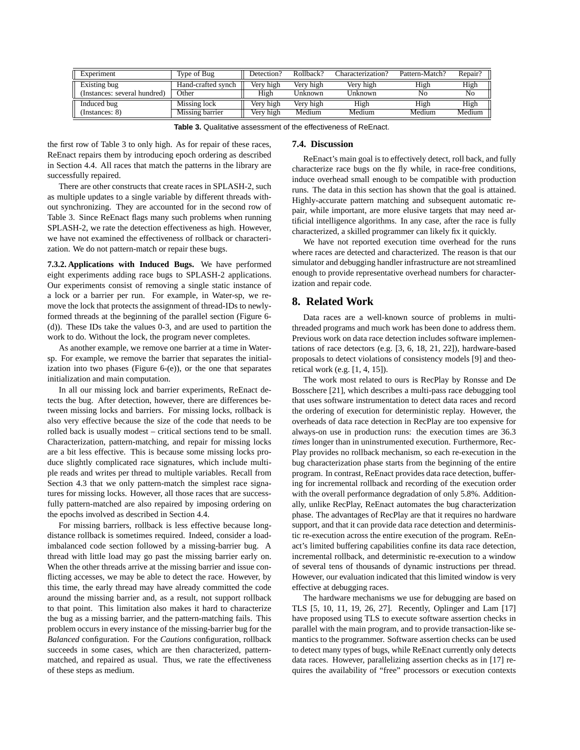| Experiment | Type of Bug | Detection? | Rollback? | Characterization? | Pattern-Match? | Repair? |
|---|---|---|---|---|---|---|
| Existing bug | Hand-crafted synch | Very high | Very high | Very high | High | High |
| (Instances: several hundred) | Other | High | Unknown | Unknown | No | No |
| Induced bug | Missing lock | Very high | Very high | High | High | High |
| (Instances: 8) | Missing barrier | Very high | Medium | Medium | Medium | Medium |

**Table 3.** Qualitative assessment of the effectiveness of ReEnact.

the first row of Table 3 to only high. As for repair of these races, ReEnact repairs them by introducing epoch ordering as described in Section 4.4. All races that match the patterns in the library are successfully repaired.

There are other constructs that create races in SPLASH-2, such as multiple updates to a single variable by different threads without synchronizing. They are accounted for in the second row of Table 3. Since ReEnact flags many such problems when running SPLASH-2, we rate the detection effectiveness as high. However, we have not examined the effectiveness of rollback or characterization. We do not pattern-match or repair these bugs.

**7.3.2. Applications with Induced Bugs.** We have performed eight experiments adding race bugs to SPLASH-2 applications. Our experiments consist of removing a single static instance of a lock or a barrier per run. For example, in Water-sp, we remove the lock that protects the assignment of thread-IDs to newly-formed threads at the beginning of the parallel section (Figure 6-(d)). These IDs take the values 0-3, and are used to partition the work to do. Without the lock, the program never completes.

As another example, we remove one barrier at a time in Water-sp. For example, we remove the barrier that separates the initialization into two phases (Figure 6-(e)), or the one that separates initialization and main computation.

In all our missing lock and barrier experiments, ReEnact detects the bug. After detection, however, there are differences between missing locks and barriers. For missing locks, rollback is also very effective because the size of the code that needs to be rolled back is usually modest – critical sections tend to be small. Characterization, pattern-matching, and repair for missing locks are a bit less effective. This is because some missing locks produce slightly complicated race signatures, which include multiple reads and writes per thread to multiple variables. Recall from Section 4.3 that we only pattern-match the simplest race signatures for missing locks. However, all those races that are successfully pattern-matched are also repaired by imposing ordering on the epochs involved as described in Section 4.4.

For missing barriers, rollback is less effective because long-distance rollback is sometimes required. Indeed, consider a load-imbalanced code section followed by a missing-barrier bug. A thread with little load may go past the missing barrier early on. When the other threads arrive at the missing barrier and issue conflicting accesses, we may be able to detect the race. However, by this time, the early thread may have already committed the code around the missing barrier and, as a result, not support rollback to that point. This limitation also makes it hard to characterize the bug as a missing barrier, and the pattern-matching fails. This problem occurs in every instance of the missing-barrier bug for the *Balanced* configuration. For the *Cautions* configuration, rollback succeeds in some cases, which are then characterized, pattern-matched, and repaired as usual. Thus, we rate the effectiveness of these steps as medium.

### 7.4. Discussion

ReEnact's main goal is to effectively detect, roll back, and fully characterize race bugs on the fly while, in race-free conditions, induce overhead small enough to be compatible with production runs. The data in this section has shown that the goal is attained. Highly-accurate pattern matching and subsequent automatic repair, while important, are more elusive targets that may need artificial intelligence algorithms. In any case, after the race is fully characterized, a skilled programmer can likely fix it quickly.

We have not reported execution time overhead for the runs where races are detected and characterized. The reason is that our simulator and debugging handler infrastructure are not streamlined enough to provide representative overhead numbers for characterization and repair code.

## 8. Related Work

Data races are a well-known source of problems in multithreaded programs and much work has been done to address them. Previous work on data race detection includes software implementations of race detectors (e.g. [3, 6, 18, 21, 22]), hardware-based proposals to detect violations of consistency models [9] and theoretical work (e.g. [1, 4, 15]).

The work most related to ours is RecPlay by Ronsse and De Bosschere [21], which describes a multi-pass race debugging tool that uses software instrumentation to detect data races and record the ordering of execution for deterministic replay. However, the overheads of data race detection in RecPlay are too expensive for always-on use in production runs: the execution times are 36.3 *times* longer than in uninstrumented execution. Furthermore, RecPlay provides no rollback mechanism, so each re-execution in the bug characterization phase starts from the beginning of the entire program. In contrast, ReEnact provides data race detection, buffering for incremental rollback and recording of the execution order with the overall performance degradation of only 5.8%. Additionally, unlike RecPlay, ReEnact automates the bug characterization phase. The advantages of RecPlay are that it requires no hardware support, and that it can provide data race detection and deterministic re-execution across the entire execution of the program. ReEnact's limited buffering capabilities confine its data race detection, incremental rollback, and deterministic re-execution to a window of several tens of thousands of dynamic instructions per thread. However, our evaluation indicated that this limited window is very effective at debugging races.

The hardware mechanisms we use for debugging are based on TLS [5, 10, 11, 19, 26, 27]. Recently, Oplinger and Lam [17] have proposed using TLS to execute software assertion checks in parallel with the main program, and to provide transaction-like semantics to the programmer. Software assertion checks can be used to detect many types of bugs, while ReEnact currently only detects data races. However, parallelizing assertion checks as in [17] requires the availability of "free" processors or execution contexts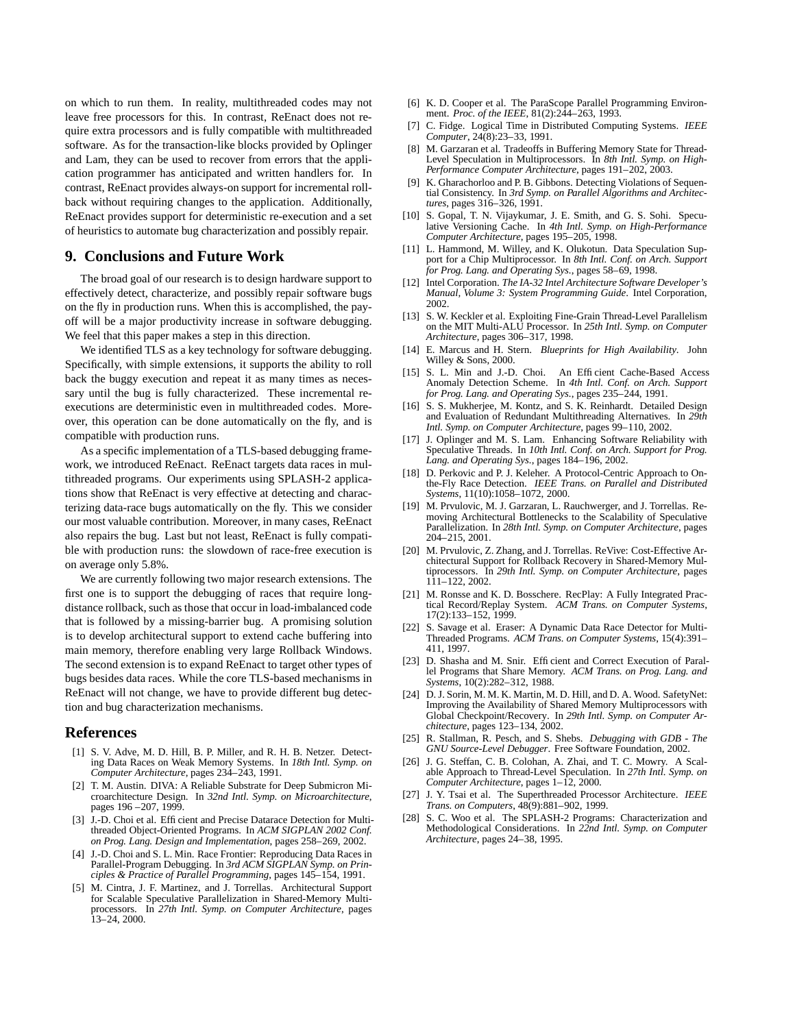on which to run them. In reality, multithreaded codes may not leave free processors for this. In contrast, ReEnact does not require extra processors and is fully compatible with multithreaded software. As for the transaction-like blocks provided by Oplinger and Lam, they can be used to recover from errors that the application programmer has anticipated and written handlers for. In contrast, ReEnact provides always-on support for incremental rollback without requiring changes to the application. Additionally, ReEnact provides support for deterministic re-execution and a set of heuristics to automate bug characterization and possibly repair.

## 9. Conclusions and Future Work

The broad goal of our research is to design hardware support to effectively detect, characterize, and possibly repair software bugs on the fly in production runs. When this is accomplished, the payoff will be a major productivity increase in software debugging. We feel that this paper makes a step in this direction.

We identified TLS as a key technology for software debugging. Specifically, with simple extensions, it supports the ability to roll back the buggy execution and repeat it as many times as necessary until the bug is fully characterized. These incremental re-executions are deterministic even in multithreaded codes. Moreover, this operation can be done automatically on the fly, and is compatible with production runs.

As a specific implementation of a TLS-based debugging framework, we introduced ReEnact. ReEnact targets data races in multithreaded programs. Our experiments using SPLASH-2 applications show that ReEnact is very effective at detecting and characterizing data-race bugs automatically on the fly. This we consider our most valuable contribution. Moreover, in many cases, ReEnact also repairs the bug. Last but not least, ReEnact is fully compatible with production runs: the slowdown of race-free execution is on average only 5.8%.

We are currently following two major research extensions. The first one is to support the debugging of races that require long-distance rollback, such as those that occur in load-imbalanced code that is followed by a missing-barrier bug. A promising solution is to develop architectural support to extend cache buffering into main memory, therefore enabling very large Rollback Windows. The second extension is to expand ReEnact to target other types of bugs besides data races. While the core TLS-based mechanisms in ReEnact will not change, we have to provide different bug detection and bug characterization mechanisms.

## References

[1] S. V. Adve, M. D. Hill, B. P. Miller, and R. H. B. Netzer. Detecting Data Races on Weak Memory Systems. In *18th Intl. Symp. on Computer Architecture*, pages 234–243, 1991.

[2] T. M. Austin. DIVA: A Reliable Substrate for Deep Submicron Microarchitecture Design. In *32nd Intl. Symp. on Microarchitecture*, pages 196 –207, 1999.

[3] J.-D. Choi et al. Efficient and Precise Datarace Detection for Multithreaded Object-Oriented Programs. In *ACM SIGPLAN 2002 Conf. on Prog. Lang. Design and Implementation*, pages 258–269, 2002.

[4] J.-D. Choi and S. L. Min. Race Frontier: Reproducing Data Races in Parallel-Program Debugging. In *3rd ACM SIGPLAN Symp. on Principles & Practice of Parallel Programming*, pages 145–154, 1991.

[5] M. Cintra, J. F. Martinez, and J. Torrellas. Architectural Support for Scalable Speculative Parallelization in Shared-Memory Multiprocessors. In *27th Intl. Symp. on Computer Architecture*, pages 13–24, 2000.

[6] K. D. Cooper et al. The ParaScope Parallel Programming Environment. *Proc. of the IEEE*, 81(2):244–263, 1993.

[7] C. Fidge. Logical Time in Distributed Computing Systems. *IEEE Computer*, 24(8):23–33, 1991.

[8] M. Garzaran et al. Tradeoffs in Buffering Memory State for Thread-Level Speculation in Multiprocessors. In *8th Intl. Symp. on High-Performance Computer Architecture*, pages 191–202, 2003.

[9] K. Gharachorloo and P. B. Gibbons. Detecting Violations of Sequential Consistency. In *3rd Symp. on Parallel Algorithms and Architectures*, pages 316–326, 1991.

[10] S. Gopal, T. N. Vijaykumar, J. E. Smith, and G. S. Sohi. Speculative Versioning Cache. In *4th Intl. Symp. on High-Performance Computer Architecture*, pages 195–205, 1998.

[11] L. Hammond, M. Willey, and K. Olukotun. Data Speculation Support for a Chip Multiprocessor. In *8th Intl. Conf. on Arch. Support for Prog. Lang. and Operating Sys.*, pages 58–69, 1998.

[12] Intel Corporation. *The IA-32 Intel Architecture Software Developer's Manual, Volume 3: System Programming Guide*. Intel Corporation, 2002.

[13] S. W. Keckler et al. Exploiting Fine-Grain Thread-Level Parallelism on the MIT Multi-ALU Processor. In *25th Intl. Symp. on Computer Architecture*, pages 306–317, 1998.

[14] E. Marcus and H. Stern. *Blueprints for High Availability*. John Willey & Sons, 2000.

[15] S. L. Min and J.-D. Choi. An Efficient Cache-Based Access Anomaly Detection Scheme. In *4th Intl. Conf. on Arch. Support for Prog. Lang. and Operating Sys.*, pages 235–244, 1991.

[16] S. S. Mukherjee, M. Kontz, and S. K. Reinhardt. Detailed Design and Evaluation of Redundant Multithreading Alternatives. In *29th Intl. Symp. on Computer Architecture*, pages 99–110, 2002.

[17] J. Oplinger and M. S. Lam. Enhancing Software Reliability with Speculative Threads. In *10th Intl. Conf. on Arch. Support for Prog. Lang. and Operating Sys.*, pages 184–196, 2002.

[18] D. Perkovic and P. J. Keleher. A Protocol-Centric Approach to On-the-Fly Race Detection. *IEEE Trans. on Parallel and Distributed Systems*, 11(10):1058–1072, 2000.

[19] M. Prvulovic, M. J. Garzaran, L. Rauchwerger, and J. Torrellas. Removing Architectural Bottlenecks to the Scalability of Speculative Parallelization. In *28th Intl. Symp. on Computer Architecture*, pages 204–215, 2001.

[20] M. Prvulovic, Z. Zhang, and J. Torrellas. ReVive: Cost-Effective Architectural Support for Rollback Recovery in Shared-Memory Multiprocessors. In *29th Intl. Symp. on Computer Architecture*, pages 111–122, 2002.

[21] M. Ronsse and K. D. Bosschere. RecPlay: A Fully Integrated Practical Record/Replay System. *ACM Trans. on Computer Systems*, 17(2):133–152, 1999.

[22] S. Savage et al. Eraser: A Dynamic Data Race Detector for Multi-Threaded Programs. *ACM Trans. on Computer Systems*, 15(4):391–411, 1997.

[23] D. Shasha and M. Snir. Efficient and Correct Execution of Parallel Programs that Share Memory. *ACM Trans. on Prog. Lang. and Systems*, 10(2):282–312, 1988.

[24] D. J. Sorin, M. M. K. Martin, M. D. Hill, and D. A. Wood. SafetyNet: Improving the Availability of Shared Memory Multiprocessors with Global Checkpoint/Recovery. In *29th Intl. Symp. on Computer Architecture*, pages 123–134, 2002.

[25] R. Stallman, R. Pesch, and S. Shebs. *Debugging with GDB - The GNU Source-Level Debugger*. Free Software Foundation, 2002.

[26] J. G. Steffan, C. B. Colohan, A. Zhai, and T. C. Mowry. A Scalable Approach to Thread-Level Speculation. In *27th Intl. Symp. on Computer Architecture*, pages 1–12, 2000.

[27] J. Y. Tsai et al. The Superthreaded Processor Architecture. *IEEE Trans. on Computers*, 48(9):881–902, 1999.

[28] S. C. Woo et al. The SPLASH-2 Programs: Characterization and Methodological Considerations. In *22nd Intl. Symp. on Computer Architecture*, pages 24–38, 1995.